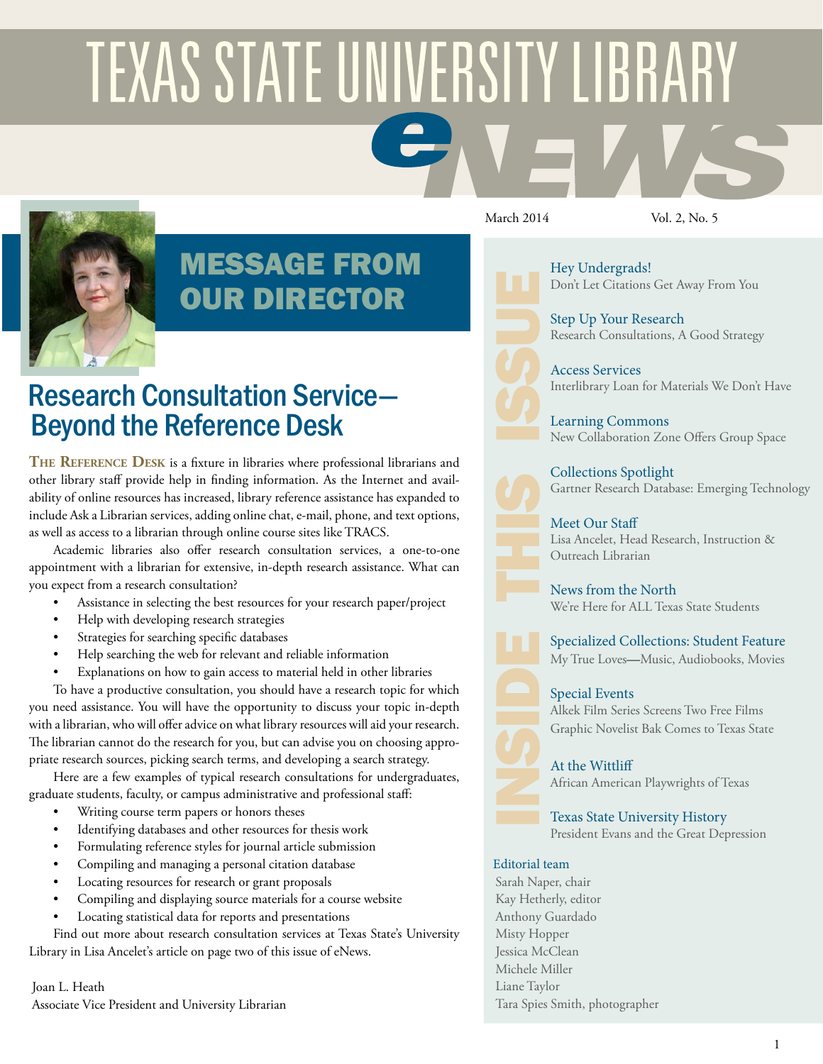# TEXAS STATE UNIVERSITY LIBRARY eNEWS

March 2014 Vol. 2, No. 5

## MESSAGE FROM OUR DIRECTOR

## Research Consultation Service—Beyond the Reference Desk

**THE REFERENCE DESK** is a fixture in libraries where professional librarians and other library staff provide help in finding information. As the Internet and availability of online resources has increased, library reference assistance has expanded to include Ask a Librarian services, adding online chat, e-mail, phone, and text options, as well as access to a librarian through online course sites like TRACS.

Academic libraries also offer research consultation services, a one-to-one appointment with a librarian for extensive, in-depth research assistance. What can you expect from a research consultation?

- Assistance in selecting the best resources for your research paper/project
- Help with developing research strategies
- Strategies for searching specific databases
- Help searching the web for relevant and reliable information
- Explanations on how to gain access to material held in other libraries

To have a productive consultation, you should have a research topic for which you need assistance. You will have the opportunity to discuss your topic in-depth with a librarian, who will offer advice on what library resources will aid your research. The librarian cannot do the research for you, but can advise you on choosing appropriate research sources, picking search terms, and developing a search strategy.

Here are a few examples of typical research consultations for undergraduates, graduate students, faculty, or campus administrative and professional staff:

- Writing course term papers or honors theses
- Identifying databases and other resources for thesis work
- Formulating reference styles for journal article submission
- Compiling and managing a personal citation database
- Locating resources for research or grant proposals
- Compiling and displaying source materials for a course website
- Locating statistical data for reports and presentations

Find out more about research consultation services at Texas State's University Library in Lisa Ancelet's article on page two of this issue of eNews.

Joan L. Heath
Associate Vice President and University Librarian

## INSIDE THIS ISSUE

**Hey Undergrads!**
Don't Let Citations Get Away From You

**Step Up Your Research**
Research Consultations, A Good Strategy

**Access Services**
Interlibrary Loan for Materials We Don't Have

**Learning Commons**
New Collaboration Zone Offers Group Space

**Collections Spotlight**
Gartner Research Database: Emerging Technology

**Meet Our Staff**
Lisa Ancelet, Head Research, Instruction & Outreach Librarian

**News from the North**
We're Here for ALL Texas State Students

**Specialized Collections: Student Feature**
My True Loves—Music, Audiobooks, Movies

**Special Events**
Alkek Film Series Screens Two Free Films
Graphic Novelist Bak Comes to Texas State

**At the Wittliff**
African American Playwrights of Texas

**Texas State University History**
President Evans and the Great Depression

**Editorial team**
Sarah Naper, chair
Kay Hetherly, editor
Anthony Guardado
Misty Hopper
Jessica McClean
Michele Miller
Liane Taylor
Tara Spies Smith, photographer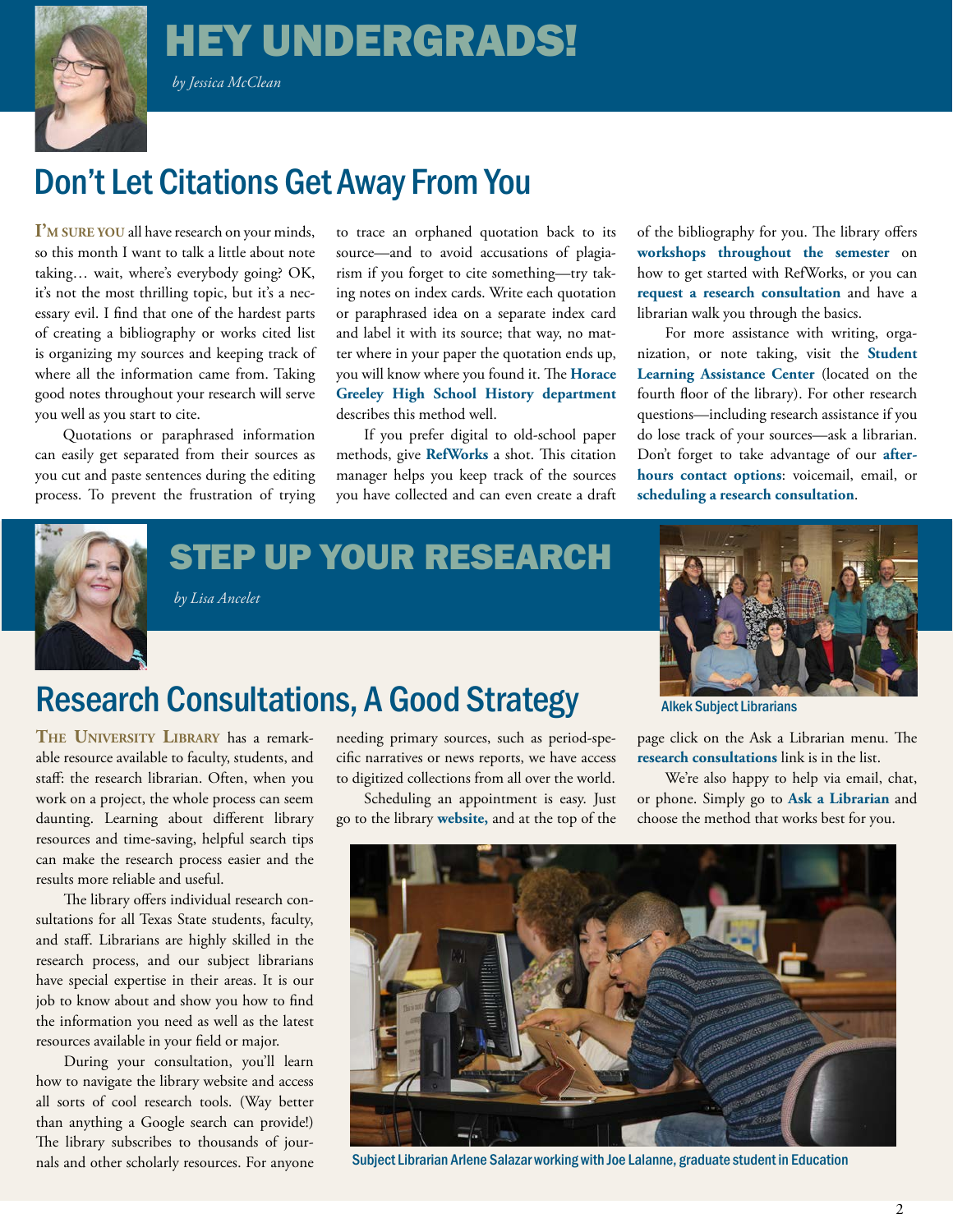# HEY UNDERGRADS!

*by Jessica McClean*

## Don't Let Citations Get Away From You

**I'M SURE YOU** all have research on your minds, so this month I want to talk a little about note taking… wait, where's everybody going? OK, it's not the most thrilling topic, but it's a necessary evil. I find that one of the hardest parts of creating a bibliography or works cited list is organizing my sources and keeping track of where all the information came from. Taking good notes throughout your research will serve you well as you start to cite.

Quotations or paraphrased information can easily get separated from their sources as you cut and paste sentences during the editing process. To prevent the frustration of trying to trace an orphaned quotation back to its source—and to avoid accusations of plagiarism if you forget to cite something—try taking notes on index cards. Write each quotation or paraphrased idea on a separate index card and label it with its source; that way, no matter where in your paper the quotation ends up, you will know where you found it. The **Horace Greeley High School History department** describes this method well.

If you prefer digital to old-school paper methods, give **RefWorks** a shot. This citation manager helps you keep track of the sources you have collected and can even create a draft of the bibliography for you. The library offers **workshops throughout the semester** on how to get started with RefWorks, or you can **request a research consultation** and have a librarian walk you through the basics.

For more assistance with writing, organization, or note taking, visit the **Student Learning Assistance Center** (located on the fourth floor of the library). For other research questions—including research assistance if you do lose track of your sources—ask a librarian. Don't forget to take advantage of our **after-hours contact options**: voicemail, email, or **scheduling a research consultation**.

# STEP UP YOUR RESEARCH

*by Lisa Ancelet*

Alkek Subject Librarians

## Research Consultations, A Good Strategy

**THE UNIVERSITY LIBRARY** has a remarkable resource available to faculty, students, and staff: the research librarian. Often, when you work on a project, the whole process can seem daunting. Learning about different library resources and time-saving, helpful search tips can make the research process easier and the results more reliable and useful.

The library offers individual research consultations for all Texas State students, faculty, and staff. Librarians are highly skilled in the research process, and our subject librarians have special expertise in their areas. It is our job to know about and show you how to find the information you need as well as the latest resources available in your field or major.

During your consultation, you'll learn how to navigate the library website and access all sorts of cool research tools. (Way better than anything a Google search can provide!) The library subscribes to thousands of journals and other scholarly resources. For anyone needing primary sources, such as period-specific narratives or news reports, we have access to digitized collections from all over the world.

Scheduling an appointment is easy. Just go to the library **website,** and at the top of the page click on the Ask a Librarian menu. The **research consultations** link is in the list.

We're also happy to help via email, chat, or phone. Simply go to **Ask a Librarian** and choose the method that works best for you.

Subject Librarian Arlene Salazar working with Joe Lalanne, graduate student in Education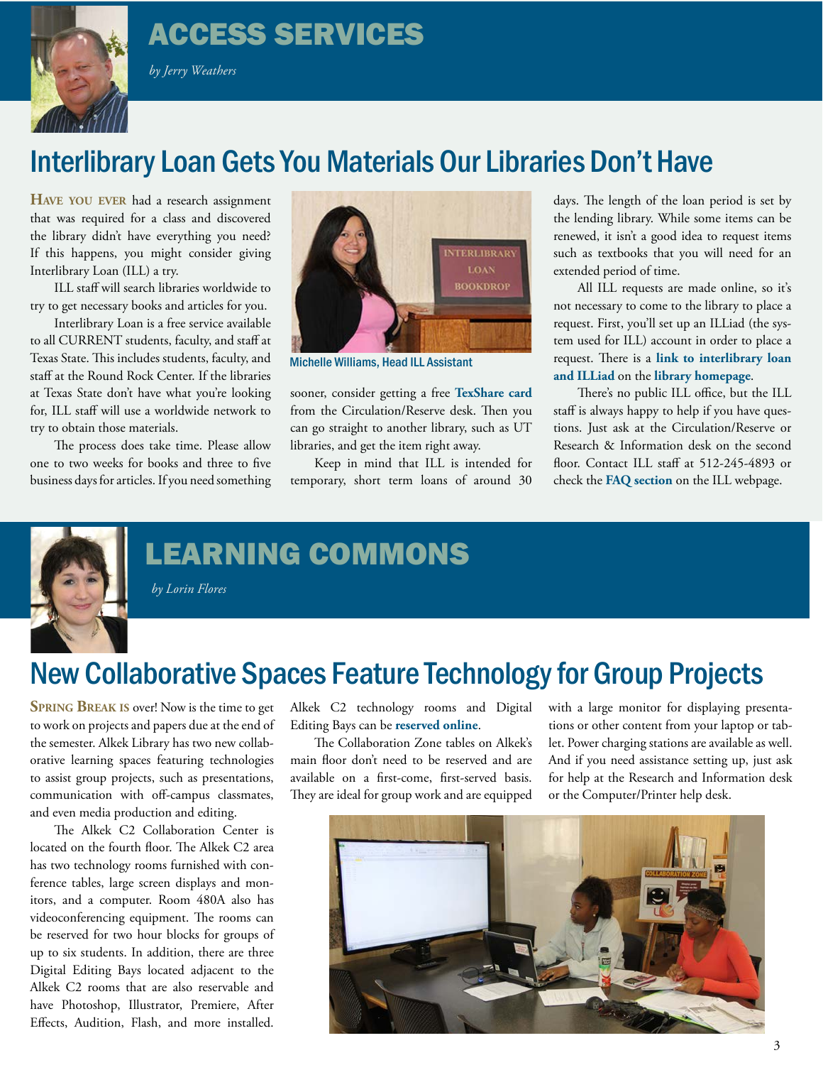# ACCESS SERVICES

*by Jerry Weathers*

## Interlibrary Loan Gets You Materials Our Libraries Don't Have

**Have you ever** had a research assignment that was required for a class and discovered the library didn't have everything you need? If this happens, you might consider giving Interlibrary Loan (ILL) a try.

ILL staff will search libraries worldwide to try to get necessary books and articles for you.

Interlibrary Loan is a free service available to all CURRENT students, faculty, and staff at Texas State. This includes students, faculty, and staff at the Round Rock Center. If the libraries at Texas State don't have what you're looking for, ILL staff will use a worldwide network to try to obtain those materials.

The process does take time. Please allow one to two weeks for books and three to five business days for articles. If you need something sooner, consider getting a free **TexShare card** from the Circulation/Reserve desk. Then you can go straight to another library, such as UT libraries, and get the item right away.

Michelle Williams, Head ILL Assistant

Keep in mind that ILL is intended for temporary, short term loans of around 30 days. The length of the loan period is set by the lending library. While some items can be renewed, it isn't a good idea to request items such as textbooks that you will need for an extended period of time.

All ILL requests are made online, so it's not necessary to come to the library to place a request. First, you'll set up an ILLiad (the system used for ILL) account in order to place a request. There is a **link to interlibrary loan and ILLiad** on the **library homepage**.

There's no public ILL office, but the ILL staff is always happy to help if you have questions. Just ask at the Circulation/Reserve or Research & Information desk on the second floor. Contact ILL staff at 512-245-4893 or check the **FAQ section** on the ILL webpage.

# LEARNING COMMONS

*by Lorin Flores*

## New Collaborative Spaces Feature Technology for Group Projects

**Spring Break is** over! Now is the time to get to work on projects and papers due at the end of the semester. Alkek Library has two new collaborative learning spaces featuring technologies to assist group projects, such as presentations, communication with off-campus classmates, and even media production and editing.

The Alkek C2 Collaboration Center is located on the fourth floor. The Alkek C2 area has two technology rooms furnished with conference tables, large screen displays and monitors, and a computer. Room 480A also has videoconferencing equipment. The rooms can be reserved for two hour blocks for groups of up to six students. In addition, there are three Digital Editing Bays located adjacent to the Alkek C2 rooms that are also reservable and have Photoshop, Illustrator, Premiere, After Effects, Audition, Flash, and more installed. Alkek C2 technology rooms and Digital Editing Bays can be **reserved online**.

The Collaboration Zone tables on Alkek's main floor don't need to be reserved and are available on a first-come, first-served basis. They are ideal for group work and are equipped with a large monitor for displaying presentations or other content from your laptop or tablet. Power charging stations are available as well. And if you need assistance setting up, just ask for help at the Research and Information desk or the Computer/Printer help desk.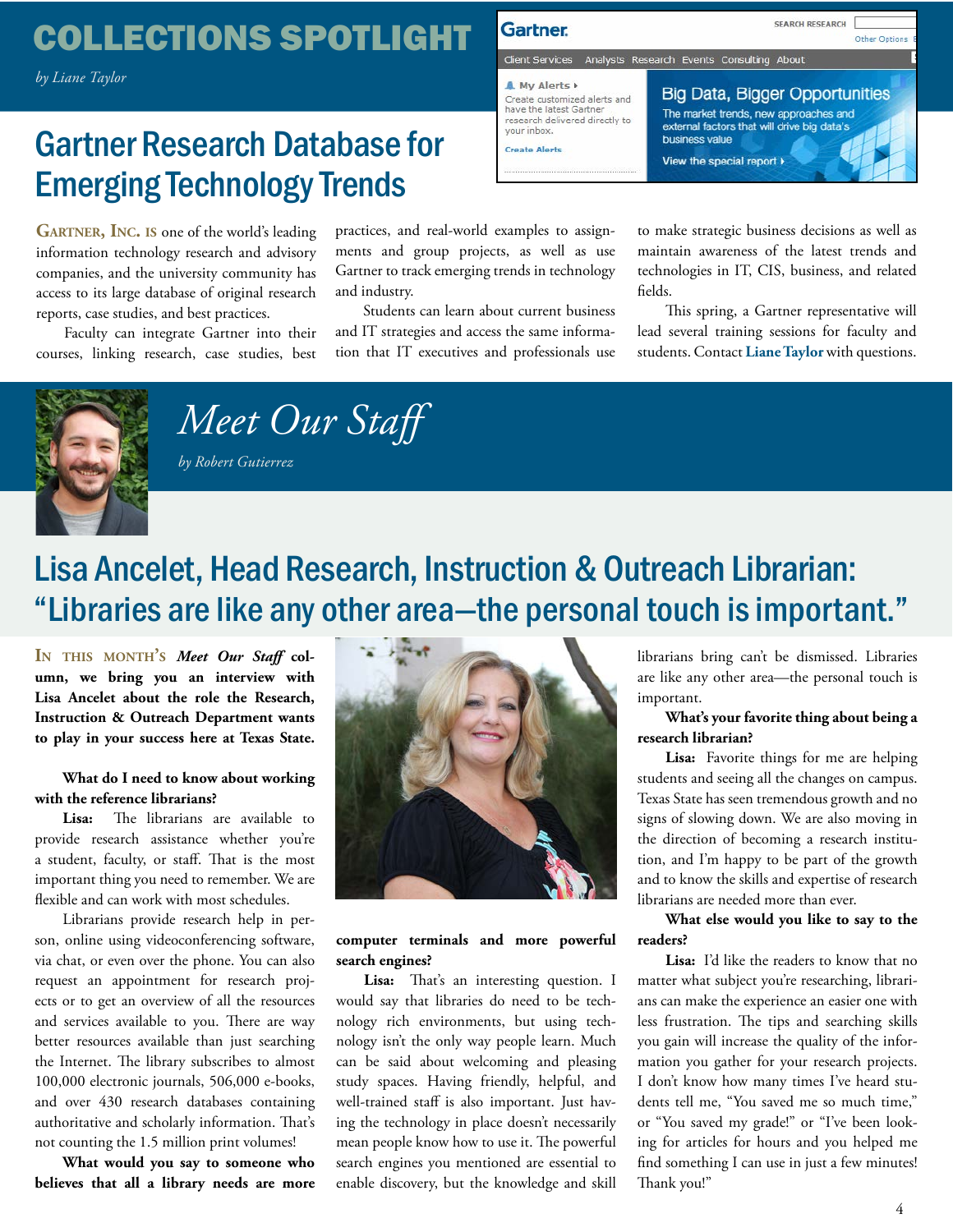# COLLECTIONS SPOTLIGHT

*by Liane Taylor*

## Gartner Research Database for Emerging Technology Trends

**Gartner, Inc. is** one of the world's leading information technology research and advisory companies, and the university community has access to its large database of original research reports, case studies, and best practices.

Faculty can integrate Gartner into their courses, linking research, case studies, best practices, and real-world examples to assignments and group projects, as well as use Gartner to track emerging trends in technology and industry.

Students can learn about current business and IT strategies and access the same information that IT executives and professionals use to make strategic business decisions as well as maintain awareness of the latest trends and technologies in IT, CIS, business, and related fields.

This spring, a Gartner representative will lead several training sessions for faculty and students. Contact **Liane Taylor** with questions.

# *Meet Our Staff*

*by Robert Gutierrez*

## Lisa Ancelet, Head Research, Instruction & Outreach Librarian: "Libraries are like any other area—the personal touch is important."

**In this month's *Meet Our Staff* column, we bring you an interview with Lisa Ancelet about the role the Research, Instruction & Outreach Department wants to play in your success here at Texas State.**

**What do I need to know about working with the reference librarians?**

**Lisa:** The librarians are available to provide research assistance whether you're a student, faculty, or staff. That is the most important thing you need to remember. We are flexible and can work with most schedules.

Librarians provide research help in person, online using videoconferencing software, via chat, or even over the phone. You can also request an appointment for research projects or to get an overview of all the resources and services available to you. There are way better resources available than just searching the Internet. The library subscribes to almost 100,000 electronic journals, 506,000 e-books, and over 430 research databases containing authoritative and scholarly information. That's not counting the 1.5 million print volumes!

**What would you say to someone who believes that all a library needs are more computer terminals and more powerful search engines?**

**Lisa:** That's an interesting question. I would say that libraries do need to be technology rich environments, but using technology isn't the only way people learn. Much can be said about welcoming and pleasing study spaces. Having friendly, helpful, and well-trained staff is also important. Just having the technology in place doesn't necessarily mean people know how to use it. The powerful search engines you mentioned are essential to enable discovery, but the knowledge and skill librarians bring can't be dismissed. Libraries are like any other area—the personal touch is important.

**What's your favorite thing about being a research librarian?**

**Lisa:** Favorite things for me are helping students and seeing all the changes on campus. Texas State has seen tremendous growth and no signs of slowing down. We are also moving in the direction of becoming a research institution, and I'm happy to be part of the growth and to know the skills and expertise of research librarians are needed more than ever.

**What else would you like to say to the readers?**

**Lisa:** I'd like the readers to know that no matter what subject you're researching, librarians can make the experience an easier one with less frustration. The tips and searching skills you gain will increase the quality of the information you gather for your research projects. I don't know how many times I've heard students tell me, "You saved me so much time," or "You saved my grade!" or "I've been looking for articles for hours and you helped me find something I can use in just a few minutes! Thank you!"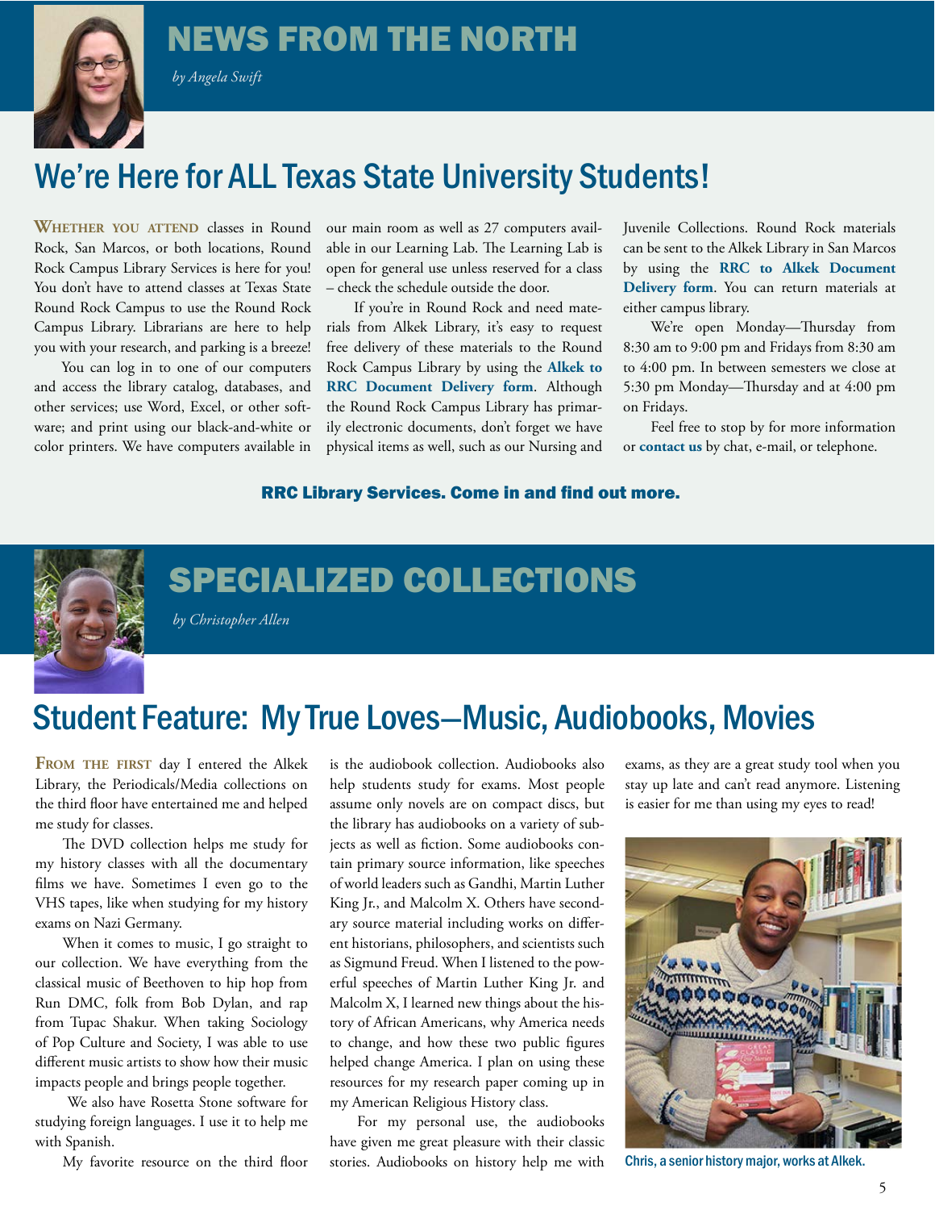# NEWS FROM THE NORTH

*by Angela Swift*

## We're Here for ALL Texas State University Students!

**Whether you attend** classes in Round Rock, San Marcos, or both locations, Round Rock Campus Library Services is here for you! You don't have to attend classes at Texas State Round Rock Campus to use the Round Rock Campus Library. Librarians are here to help you with your research, and parking is a breeze!

You can log in to one of our computers and access the library catalog, databases, and other services; use Word, Excel, or other software; and print using our black-and-white or color printers. We have computers available in our main room as well as 27 computers available in our Learning Lab. The Learning Lab is open for general use unless reserved for a class – check the schedule outside the door.

If you're in Round Rock and need materials from Alkek Library, it's easy to request free delivery of these materials to the Round Rock Campus Library by using the **Alkek to RRC Document Delivery form**. Although the Round Rock Campus Library has primarily electronic documents, don't forget we have physical items as well, such as our Nursing and Juvenile Collections. Round Rock materials can be sent to the Alkek Library in San Marcos by using the **RRC to Alkek Document Delivery form**. You can return materials at either campus library.

We're open Monday—Thursday from 8:30 am to 9:00 pm and Fridays from 8:30 am to 4:00 pm. In between semesters we close at 5:30 pm Monday—Thursday and at 4:00 pm on Fridays.

Feel free to stop by for more information or **contact us** by chat, e-mail, or telephone.

**RRC Library Services. Come in and find out more.**

# SPECIALIZED COLLECTIONS

*by Christopher Allen*

## Student Feature: My True Loves—Music, Audiobooks, Movies

**From the first** day I entered the Alkek Library, the Periodicals/Media collections on the third floor have entertained me and helped me study for classes.

The DVD collection helps me study for my history classes with all the documentary films we have. Sometimes I even go to the VHS tapes, like when studying for my history exams on Nazi Germany.

When it comes to music, I go straight to our collection. We have everything from the classical music of Beethoven to hip hop from Run DMC, folk from Bob Dylan, and rap from Tupac Shakur. When taking Sociology of Pop Culture and Society, I was able to use different music artists to show how their music impacts people and brings people together.

We also have Rosetta Stone software for studying foreign languages. I use it to help me with Spanish.

My favorite resource on the third floor is the audiobook collection. Audiobooks also help students study for exams. Most people assume only novels are on compact discs, but the library has audiobooks on a variety of subjects as well as fiction. Some audiobooks contain primary source information, like speeches of world leaders such as Gandhi, Martin Luther King Jr., and Malcolm X. Others have secondary source material including works on different historians, philosophers, and scientists such as Sigmund Freud. When I listened to the powerful speeches of Martin Luther King Jr. and Malcolm X, I learned new things about the history of African Americans, why America needs to change, and how these two public figures helped change America. I plan on using these resources for my research paper coming up in my American Religious History class.

For my personal use, the audiobooks have given me great pleasure with their classic stories. Audiobooks on history help me with exams, as they are a great study tool when you stay up late and can't read anymore. Listening is easier for me than using my eyes to read!

Chris, a senior history major, works at Alkek.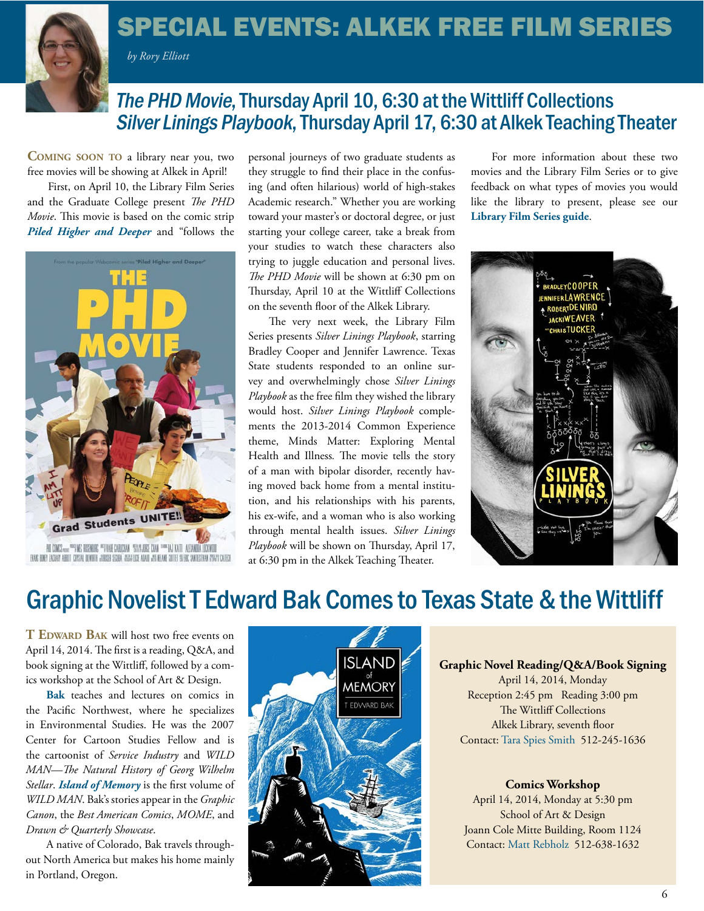# SPECIAL EVENTS: ALKEK FREE FILM SERIES

*by Rory Elliott*

## *The PHD Movie*, Thursday April 10, 6:30 at the Wittliff Collections
## *Silver Linings Playbook*, Thursday April 17, 6:30 at Alkek Teaching Theater

**COMING SOON TO** a library near you, two free movies will be showing at Alkek in April!

First, on April 10, the Library Film Series and the Graduate College present *The PHD Movie*. This movie is based on the comic strip ***Piled Higher and Deeper*** and "follows the personal journeys of two graduate students as they struggle to find their place in the confusing (and often hilarious) world of high-stakes Academic research." Whether you are working toward your master's or doctoral degree, or just starting your college career, take a break from your studies to watch these characters also trying to juggle education and personal lives. *The PHD Movie* will be shown at 6:30 pm on Thursday, April 10 at the Wittliff Collections on the seventh floor of the Alkek Library.

The very next week, the Library Film Series presents *Silver Linings Playbook*, starring Bradley Cooper and Jennifer Lawrence. Texas State students responded to an online survey and overwhelmingly chose *Silver Linings Playbook* as the free film they wished the library would host. *Silver Linings Playbook* complements the 2013-2014 Common Experience theme, Minds Matter: Exploring Mental Health and Illness. The movie tells the story of a man with bipolar disorder, recently having moved back home from a mental institution, and his relationships with his parents, his ex-wife, and a woman who is also working through mental health issues. *Silver Linings Playbook* will be shown on Thursday, April 17, at 6:30 pm in the Alkek Teaching Theater.

For more information about these two movies and the Library Film Series or to give feedback on what types of movies you would like the library to present, please see our **Library Film Series guide**.

# Graphic Novelist T Edward Bak Comes to Texas State & the Wittliff

**T EDWARD BAK** will host two free events on April 14, 2014. The first is a reading, Q&A, and book signing at the Wittliff, followed by a comics workshop at the School of Art & Design.

**Bak** teaches and lectures on comics in the Pacific Northwest, where he specializes in Environmental Studies. He was the 2007 Center for Cartoon Studies Fellow and is the cartoonist of *Service Industry* and *WILD MAN—The Natural History of Georg Wilhelm Stellar*. ***Island of Memory*** is the first volume of *WILD MAN*. Bak's stories appear in the *Graphic Canon*, the *Best American Comics*, *MOME*, and *Drawn & Quarterly Showcase*.

A native of Colorado, Bak travels throughout North America but makes his home mainly in Portland, Oregon.

**Graphic Novel Reading/Q&A/Book Signing**
April 14, 2014, Monday
Reception 2:45 pm Reading 3:00 pm
The Wittliff Collections
Alkek Library, seventh floor
Contact: Tara Spies Smith 512-245-1636

**Comics Workshop**
April 14, 2014, Monday at 5:30 pm
School of Art & Design
Joann Cole Mitte Building, Room 1124
Contact: Matt Rebholz 512-638-1632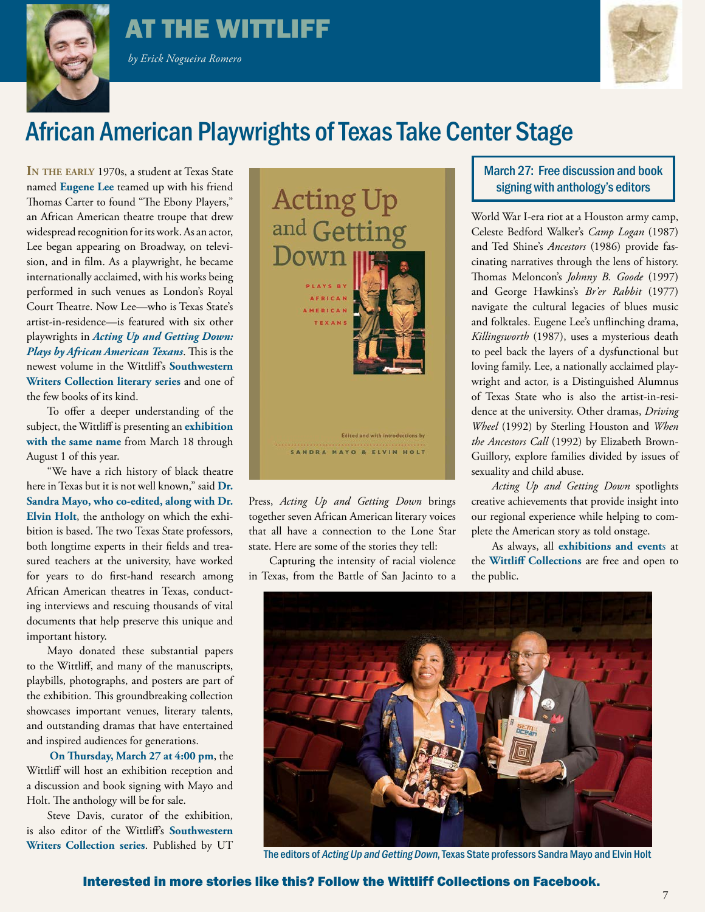# AT THE WITTLIFF

*by Erick Nogueira Romero*

## African American Playwrights of Texas Take Center Stage

**In the early** 1970s, a student at Texas State named **Eugene Lee** teamed up with his friend Thomas Carter to found "The Ebony Players," an African American theatre troupe that drew widespread recognition for its work. As an actor, Lee began appearing on Broadway, on television, and in film. As a playwright, he became internationally acclaimed, with his works being performed in such venues as London's Royal Court Theatre. Now Lee—who is Texas State's artist-in-residence—is featured with six other playwrights in ***Acting Up and Getting Down: Plays by African American Texans***. This is the newest volume in the Wittliff's **Southwestern Writers Collection literary series** and one of the few books of its kind.

To offer a deeper understanding of the subject, the Wittliff is presenting an **exhibition with the same name** from March 18 through August 1 of this year.

"We have a rich history of black theatre here in Texas but it is not well known," said **Dr. Sandra Mayo, who co-edited, along with Dr. Elvin Holt**, the anthology on which the exhibition is based. The two Texas State professors, both longtime experts in their fields and treasured teachers at the university, have worked for years to do first-hand research among African American theatres in Texas, conducting interviews and rescuing thousands of vital documents that help preserve this unique and important history.

Mayo donated these substantial papers to the Wittliff, and many of the manuscripts, playbills, photographs, and posters are part of the exhibition. This groundbreaking collection showcases important venues, literary talents, and outstanding dramas that have entertained and inspired audiences for generations.

**On Thursday, March 27 at 4:00 pm**, the Wittliff will host an exhibition reception and a discussion and book signing with Mayo and Holt. The anthology will be for sale.

Steve Davis, curator of the exhibition, is also editor of the Wittliff's **Southwestern Writers Collection series**. Published by UT Press, *Acting Up and Getting Down* brings together seven African American literary voices that all have a connection to the Lone Star state. Here are some of the stories they tell:

Capturing the intensity of racial violence in Texas, from the Battle of San Jacinto to a World War I-era riot at a Houston army camp, Celeste Bedford Walker's *Camp Logan* (1987) and Ted Shine's *Ancestors* (1986) provide fascinating narratives through the lens of history. Thomas Meloncon's *Johnny B. Goode* (1997) and George Hawkins's *Br'er Rabbit* (1977) navigate the cultural legacies of blues music and folktales. Eugene Lee's unflinching drama, *Killingsworth* (1987), uses a mysterious death to peel back the layers of a dysfunctional but loving family. Lee, a nationally acclaimed playwright and actor, is a Distinguished Alumnus of Texas State who is also the artist-in-residence at the university. Other dramas, *Driving Wheel* (1992) by Sterling Houston and *When the Ancestors Call* (1992) by Elizabeth Brown-Guillory, explore families divided by issues of sexuality and child abuse.

*Acting Up and Getting Down* spotlights creative achievements that provide insight into our regional experience while helping to complete the American story as told onstage.

As always, all **exhibitions and events** at the **Wittliff Collections** are free and open to the public.

**March 27: Free discussion and book signing with anthology's editors**

The editors of *Acting Up and Getting Down*, Texas State professors Sandra Mayo and Elvin Holt

**Interested in more stories like this? Follow the Wittliff Collections on Facebook.**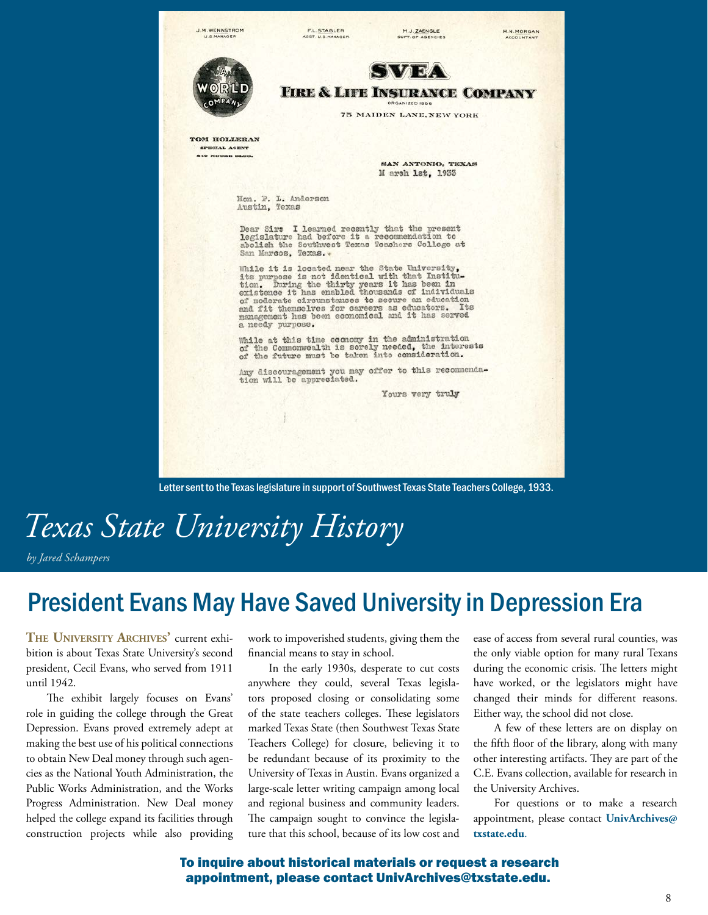J.M. WENNSTROM
U.S. MANAGER

F.L. STABLER
ASST. U.S. MANAGER

M.J. ZAENGLE
SUPT. OF AGENCIES

H.N. MORGAN
ACCOUNTANT

A WORLD COMPANY

**SVEA**

**FIRE & LIFE INSURANCE COMPANY**

ORGANIZED 1866

75 MAIDEN LANE, NEW YORK

TOM HOLLERAN
SPECIAL AGENT
840 MOORE BLDG.

SAN ANTONIO, TEXAS
March 1st, 1933

Hon. P. L. Anderson
Austin, Texas

Dear Sir: I learned recently that the present legislature had before it a recommendation to abolish the Southwest Texas Teachers College at San Marcos, Texas.

While it is located near the State University, its purpose is not identical with that Institution. During the thirty years it has been in existence it has enabled thousands of individuals of moderate circumstances to secure an education and fit themselves for careers as educators. Its management has been economical and it has served a needy purpose.

While at this time economy in the administration of the Commonwealth is sorely needed, the interests of the future must be taken into consideration.

Any discouragement you may offer to this recommendation will be appreciated.

Yours very truly

Letter sent to the Texas legislature in support of Southwest Texas State Teachers College, 1933.

# *Texas State University History*

*by Jared Schampers*

## President Evans May Have Saved University in Depression Era

**The University Archives'** current exhibition is about Texas State University's second president, Cecil Evans, who served from 1911 until 1942.

The exhibit largely focuses on Evans' role in guiding the college through the Great Depression. Evans proved extremely adept at making the best use of his political connections to obtain New Deal money through such agencies as the National Youth Administration, the Public Works Administration, and the Works Progress Administration. New Deal money helped the college expand its facilities through construction projects while also providing work to impoverished students, giving them the financial means to stay in school.

In the early 1930s, desperate to cut costs anywhere they could, several Texas legislators proposed closing or consolidating some of the state teachers colleges. These legislators marked Texas State (then Southwest Texas State Teachers College) for closure, believing it to be redundant because of its proximity to the University of Texas in Austin. Evans organized a large-scale letter writing campaign among local and regional business and community leaders. The campaign sought to convince the legislature that this school, because of its low cost and ease of access from several rural counties, was the only viable option for many rural Texans during the economic crisis. The letters might have worked, or the legislators might have changed their minds for different reasons. Either way, the school did not close.

A few of these letters are on display on the fifth floor of the library, along with many other interesting artifacts. They are part of the C.E. Evans collection, available for research in the University Archives.

For questions or to make a research appointment, please contact **UnivArchives@txstate.edu**.

**To inquire about historical materials or request a research appointment, please contact UnivArchives@txstate.edu.**